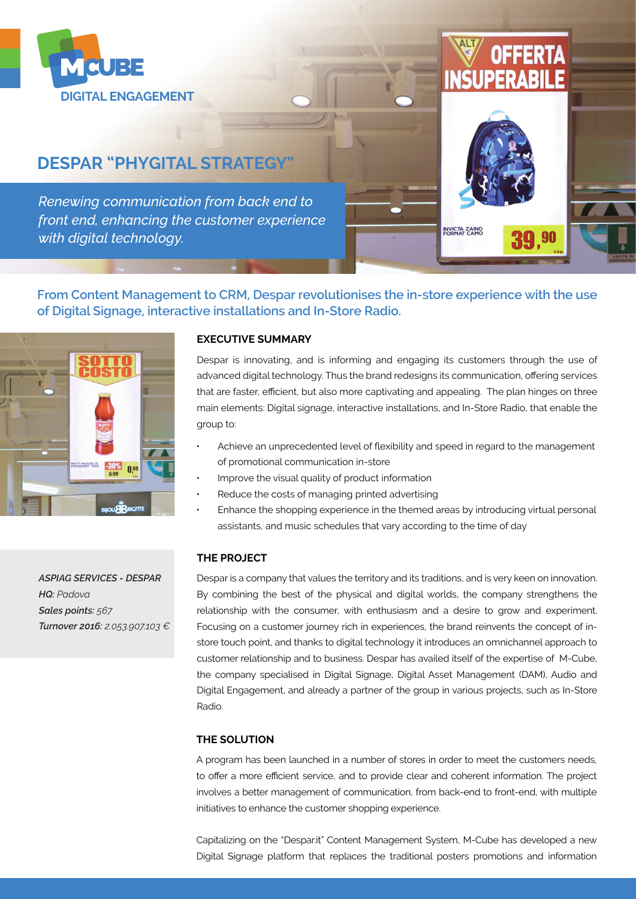MCUBE DIGITAL ENGAGEMENT

# DESPAR "PHYGITAL STRATEGY"

*Renewing communication from back end to front end, enhancing the customer experience with digital technology.*

**From Content Management to CRM, Despar revolutionises the in-store experience with the use of Digital Signage, interactive installations and In-Store Radio.**

***ASPIAG SERVICES - DESPAR***
***HQ:*** *Padova*
***Sales points:*** *567*
***Turnover 2016:*** *2.053.907.103 €*

## EXECUTIVE SUMMARY

Despar is innovating, and is informing and engaging its customers through the use of advanced digital technology. Thus the brand redesigns its communication, offering services that are faster, efficient, but also more captivating and appealing. The plan hinges on three main elements: Digital signage, interactive installations, and In-Store Radio, that enable the group to:

- Achieve an unprecedented level of flexibility and speed in regard to the management of promotional communication in-store
- Improve the visual quality of product information
- Reduce the costs of managing printed advertising
- Enhance the shopping experience in the themed areas by introducing virtual personal assistants, and music schedules that vary according to the time of day

## THE PROJECT

Despar is a company that values the territory and its traditions, and is very keen on innovation. By combining the best of the physical and digital worlds, the company strengthens the relationship with the consumer, with enthusiasm and a desire to grow and experiment. Focusing on a customer journey rich in experiences, the brand reinvents the concept of in-store touch point, and thanks to digital technology it introduces an omnichannel approach to customer relationship and to business. Despar has availed itself of the expertise of M-Cube, the company specialised in Digital Signage, Digital Asset Management (DAM), Audio and Digital Engagement, and already a partner of the group in various projects, such as In-Store Radio.

## THE SOLUTION

A program has been launched in a number of stores in order to meet the customers needs, to offer a more efficient service, and to provide clear and coherent information. The project involves a better management of communication, from back-end to front-end, with multiple initiatives to enhance the customer shopping experience.

Capitalizing on the "Despar.it" Content Management System, M-Cube has developed a new Digital Signage platform that replaces the traditional posters promotions and information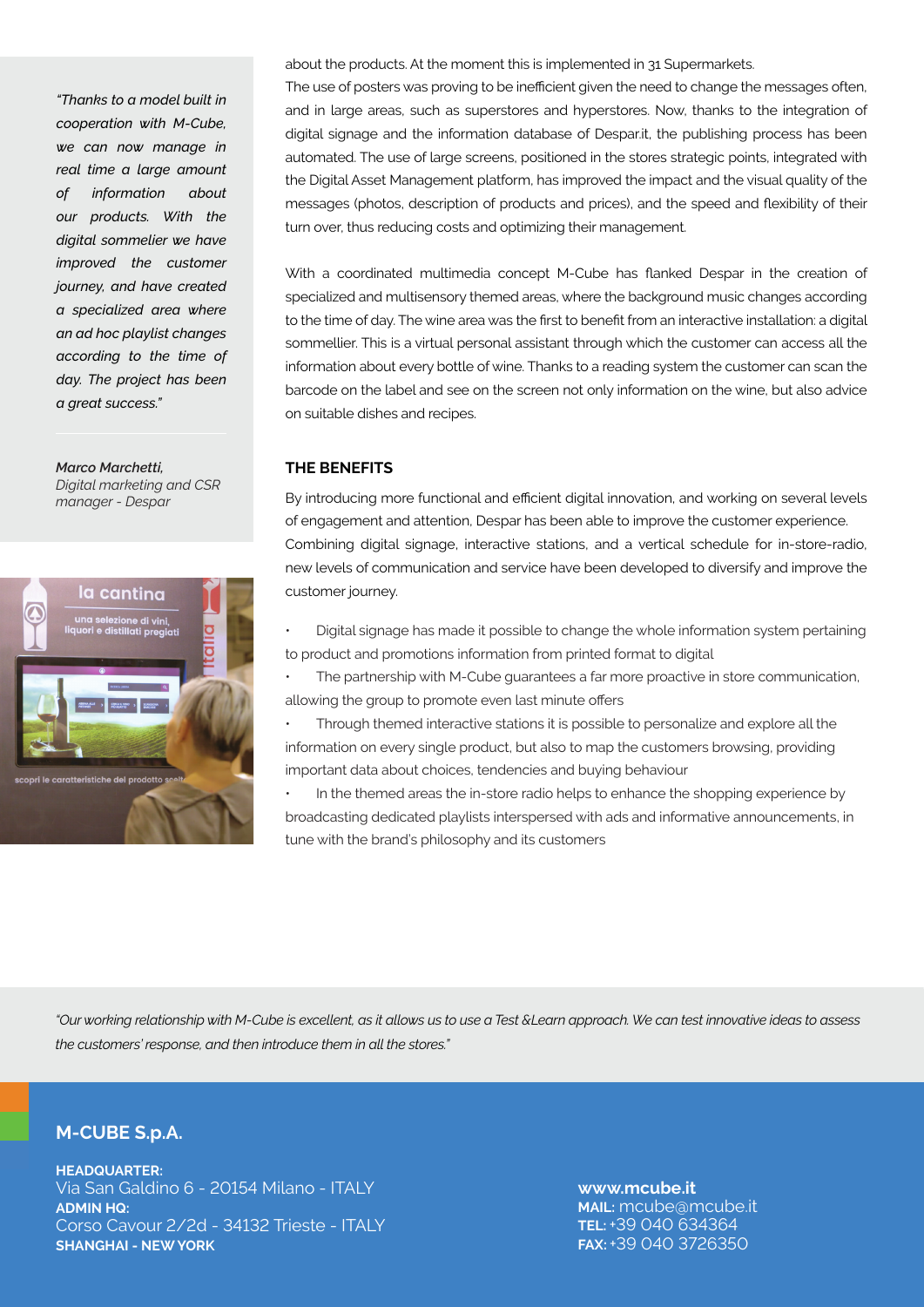*"Thanks to a model built in cooperation with M-Cube, we can now manage in real time a large amount of information about our products. With the digital sommelier we have improved the customer journey, and have created a specialized area where an ad hoc playlist changes according to the time of day. The project has been a great success."*

***Marco Marchetti,***
*Digital marketing and CSR manager - Despar*

about the products. At the moment this is implemented in 31 Supermarkets.

The use of posters was proving to be inefficient given the need to change the messages often, and in large areas, such as superstores and hyperstores. Now, thanks to the integration of digital signage and the information database of Despar.it, the publishing process has been automated. The use of large screens, positioned in the stores strategic points, integrated with the Digital Asset Management platform, has improved the impact and the visual quality of the messages (photos, description of products and prices), and the speed and flexibility of their turn over, thus reducing costs and optimizing their management.

With a coordinated multimedia concept M-Cube has flanked Despar in the creation of specialized and multisensory themed areas, where the background music changes according to the time of day. The wine area was the first to benefit from an interactive installation: a digital sommellier. This is a virtual personal assistant through which the customer can access all the information about every bottle of wine. Thanks to a reading system the customer can scan the barcode on the label and see on the screen not only information on the wine, but also advice on suitable dishes and recipes.

## THE BENEFITS

By introducing more functional and efficient digital innovation, and working on several levels of engagement and attention, Despar has been able to improve the customer experience. Combining digital signage, interactive stations, and a vertical schedule for in-store-radio, new levels of communication and service have been developed to diversify and improve the customer journey.

- Digital signage has made it possible to change the whole information system pertaining to product and promotions information from printed format to digital
- The partnership with M-Cube guarantees a far more proactive in store communication, allowing the group to promote even last minute offers
- Through themed interactive stations it is possible to personalize and explore all the information on every single product, but also to map the customers browsing, providing important data about choices, tendencies and buying behaviour
- In the themed areas the in-store radio helps to enhance the shopping experience by broadcasting dedicated playlists interspersed with ads and informative announcements, in tune with the brand's philosophy and its customers

*"Our working relationship with M-Cube is excellent, as it allows us to use a Test &Learn approach. We can test innovative ideas to assess the customers' response, and then introduce them in all the stores."*

### M-CUBE S.p.A.

**HEADQUARTER:**
Via San Galdino 6 - 20154 Milano - ITALY
**ADMIN HQ:**
Corso Cavour 2/2d - 34132 Trieste - ITALY
**SHANGHAI - NEW YORK**

**www.mcube.it**
**MAIL:** mcube@mcube.it
**TEL:** +39 040 634364
**FAX:** +39 040 3726350